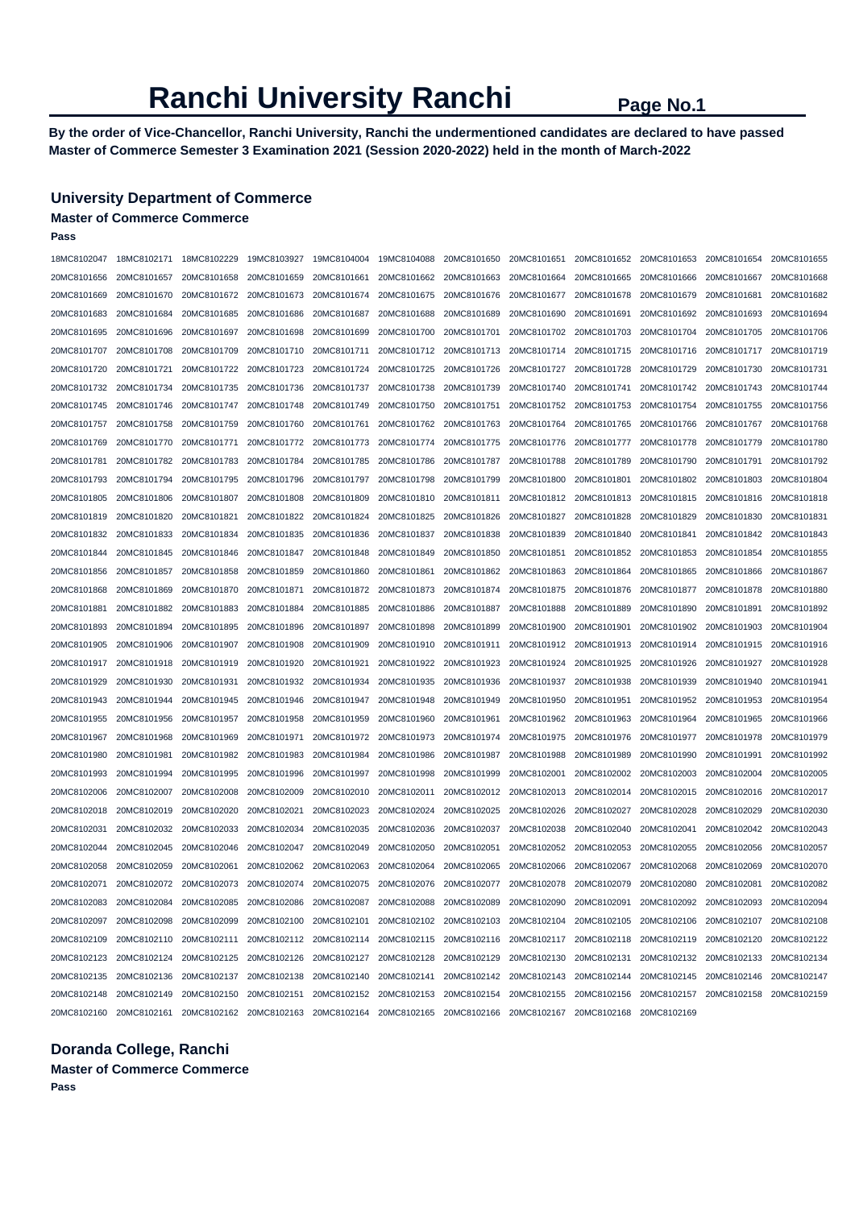# Ranchi University Ranchi

**By the order of Vice-Chancellor, Ranchi University, Ranchi the undermentioned candidates are declared to have passed Master of Commerce Semester 3 Examination 2021 (Session 2020-2022) held in the month of March-2022**

## University Department of Commerce

### Master of Commerce Commerce

**Pass**

18MC8102047 18MC8102171 18MC8102229 19MC8103927 19MC8104004 19MC8104088 20MC8101650 20MC8101651 20MC8101652 20MC8101653 20MC8101654 20MC8101655
20MC8101656 20MC8101657 20MC8101658 20MC8101659 20MC8101661 20MC8101662 20MC8101663 20MC8101664 20MC8101665 20MC8101666 20MC8101667 20MC8101668
20MC8101669 20MC8101670 20MC8101672 20MC8101673 20MC8101674 20MC8101675 20MC8101676 20MC8101677 20MC8101678 20MC8101679 20MC8101681 20MC8101682
20MC8101683 20MC8101684 20MC8101685 20MC8101686 20MC8101687 20MC8101688 20MC8101689 20MC8101690 20MC8101691 20MC8101692 20MC8101693 20MC8101694
20MC8101695 20MC8101696 20MC8101697 20MC8101698 20MC8101699 20MC8101700 20MC8101701 20MC8101702 20MC8101703 20MC8101704 20MC8101705 20MC8101706
20MC8101707 20MC8101708 20MC8101709 20MC8101710 20MC8101711 20MC8101712 20MC8101713 20MC8101714 20MC8101715 20MC8101716 20MC8101717 20MC8101719
20MC8101720 20MC8101721 20MC8101722 20MC8101723 20MC8101724 20MC8101725 20MC8101726 20MC8101727 20MC8101728 20MC8101729 20MC8101730 20MC8101731
20MC8101732 20MC8101734 20MC8101735 20MC8101736 20MC8101737 20MC8101738 20MC8101739 20MC8101740 20MC8101741 20MC8101742 20MC8101743 20MC8101744
20MC8101745 20MC8101746 20MC8101747 20MC8101748 20MC8101749 20MC8101750 20MC8101751 20MC8101752 20MC8101753 20MC8101754 20MC8101755 20MC8101756
20MC8101757 20MC8101758 20MC8101759 20MC8101760 20MC8101761 20MC8101762 20MC8101763 20MC8101764 20MC8101765 20MC8101766 20MC8101767 20MC8101768
20MC8101769 20MC8101770 20MC8101771 20MC8101772 20MC8101773 20MC8101774 20MC8101775 20MC8101776 20MC8101777 20MC8101778 20MC8101779 20MC8101780
20MC8101781 20MC8101782 20MC8101783 20MC8101784 20MC8101785 20MC8101786 20MC8101787 20MC8101788 20MC8101789 20MC8101790 20MC8101791 20MC8101792
20MC8101793 20MC8101794 20MC8101795 20MC8101796 20MC8101797 20MC8101798 20MC8101799 20MC8101800 20MC8101801 20MC8101802 20MC8101803 20MC8101804
20MC8101805 20MC8101806 20MC8101807 20MC8101808 20MC8101809 20MC8101810 20MC8101811 20MC8101812 20MC8101813 20MC8101815 20MC8101816 20MC8101818
20MC8101819 20MC8101820 20MC8101821 20MC8101822 20MC8101824 20MC8101825 20MC8101826 20MC8101827 20MC8101828 20MC8101829 20MC8101830 20MC8101831
20MC8101832 20MC8101833 20MC8101834 20MC8101835 20MC8101836 20MC8101837 20MC8101838 20MC8101839 20MC8101840 20MC8101841 20MC8101842 20MC8101843
20MC8101844 20MC8101845 20MC8101846 20MC8101847 20MC8101848 20MC8101849 20MC8101850 20MC8101851 20MC8101852 20MC8101853 20MC8101854 20MC8101855
20MC8101856 20MC8101857 20MC8101858 20MC8101859 20MC8101860 20MC8101861 20MC8101862 20MC8101863 20MC8101864 20MC8101865 20MC8101866 20MC8101867
20MC8101868 20MC8101869 20MC8101870 20MC8101871 20MC8101872 20MC8101873 20MC8101874 20MC8101875 20MC8101876 20MC8101877 20MC8101878 20MC8101880
20MC8101881 20MC8101882 20MC8101883 20MC8101884 20MC8101885 20MC8101886 20MC8101887 20MC8101888 20MC8101889 20MC8101890 20MC8101891 20MC8101892
20MC8101893 20MC8101894 20MC8101895 20MC8101896 20MC8101897 20MC8101898 20MC8101899 20MC8101900 20MC8101901 20MC8101902 20MC8101903 20MC8101904
20MC8101905 20MC8101906 20MC8101907 20MC8101908 20MC8101909 20MC8101910 20MC8101911 20MC8101912 20MC8101913 20MC8101914 20MC8101915 20MC8101916
20MC8101917 20MC8101918 20MC8101919 20MC8101920 20MC8101921 20MC8101922 20MC8101923 20MC8101924 20MC8101925 20MC8101926 20MC8101927 20MC8101928
20MC8101929 20MC8101930 20MC8101931 20MC8101932 20MC8101934 20MC8101935 20MC8101936 20MC8101937 20MC8101938 20MC8101939 20MC8101940 20MC8101941
20MC8101943 20MC8101944 20MC8101945 20MC8101946 20MC8101947 20MC8101948 20MC8101949 20MC8101950 20MC8101951 20MC8101952 20MC8101953 20MC8101954
20MC8101955 20MC8101956 20MC8101957 20MC8101958 20MC8101959 20MC8101960 20MC8101961 20MC8101962 20MC8101963 20MC8101964 20MC8101965 20MC8101966
20MC8101967 20MC8101968 20MC8101969 20MC8101971 20MC8101972 20MC8101973 20MC8101974 20MC8101975 20MC8101976 20MC8101977 20MC8101978 20MC8101979
20MC8101980 20MC8101981 20MC8101982 20MC8101983 20MC8101984 20MC8101986 20MC8101987 20MC8101988 20MC8101989 20MC8101990 20MC8101991 20MC8101992
20MC8101993 20MC8101994 20MC8101995 20MC8101996 20MC8101997 20MC8101998 20MC8101999 20MC8102001 20MC8102002 20MC8102003 20MC8102004 20MC8102005
20MC8102006 20MC8102007 20MC8102008 20MC8102009 20MC8102010 20MC8102011 20MC8102012 20MC8102013 20MC8102014 20MC8102015 20MC8102016 20MC8102017
20MC8102018 20MC8102019 20MC8102020 20MC8102021 20MC8102023 20MC8102024 20MC8102025 20MC8102026 20MC8102027 20MC8102028 20MC8102029 20MC8102030
20MC8102031 20MC8102032 20MC8102033 20MC8102034 20MC8102035 20MC8102036 20MC8102037 20MC8102038 20MC8102040 20MC8102041 20MC8102042 20MC8102043
20MC8102044 20MC8102045 20MC8102046 20MC8102047 20MC8102049 20MC8102050 20MC8102051 20MC8102052 20MC8102053 20MC8102055 20MC8102056 20MC8102057
20MC8102058 20MC8102059 20MC8102061 20MC8102062 20MC8102063 20MC8102064 20MC8102065 20MC8102066 20MC8102067 20MC8102068 20MC8102069 20MC8102070
20MC8102071 20MC8102072 20MC8102073 20MC8102074 20MC8102075 20MC8102076 20MC8102077 20MC8102078 20MC8102079 20MC8102080 20MC8102081 20MC8102082
20MC8102083 20MC8102084 20MC8102085 20MC8102086 20MC8102087 20MC8102088 20MC8102089 20MC8102090 20MC8102091 20MC8102092 20MC8102093 20MC8102094
20MC8102097 20MC8102098 20MC8102099 20MC8102100 20MC8102101 20MC8102102 20MC8102103 20MC8102104 20MC8102105 20MC8102106 20MC8102107 20MC8102108
20MC8102109 20MC8102110 20MC8102111 20MC8102112 20MC8102114 20MC8102115 20MC8102116 20MC8102117 20MC8102118 20MC8102119 20MC8102120 20MC8102122
20MC8102123 20MC8102124 20MC8102125 20MC8102126 20MC8102127 20MC8102128 20MC8102129 20MC8102130 20MC8102131 20MC8102132 20MC8102133 20MC8102134
20MC8102135 20MC8102136 20MC8102137 20MC8102138 20MC8102140 20MC8102141 20MC8102142 20MC8102143 20MC8102144 20MC8102145 20MC8102146 20MC8102147
20MC8102148 20MC8102149 20MC8102150 20MC8102151 20MC8102152 20MC8102153 20MC8102154 20MC8102155 20MC8102156 20MC8102157 20MC8102158 20MC8102159
20MC8102160 20MC8102161 20MC8102162 20MC8102163 20MC8102164 20MC8102165 20MC8102166 20MC8102167 20MC8102168 20MC8102169

## Doranda College, Ranchi

### Master of Commerce Commerce

**Pass**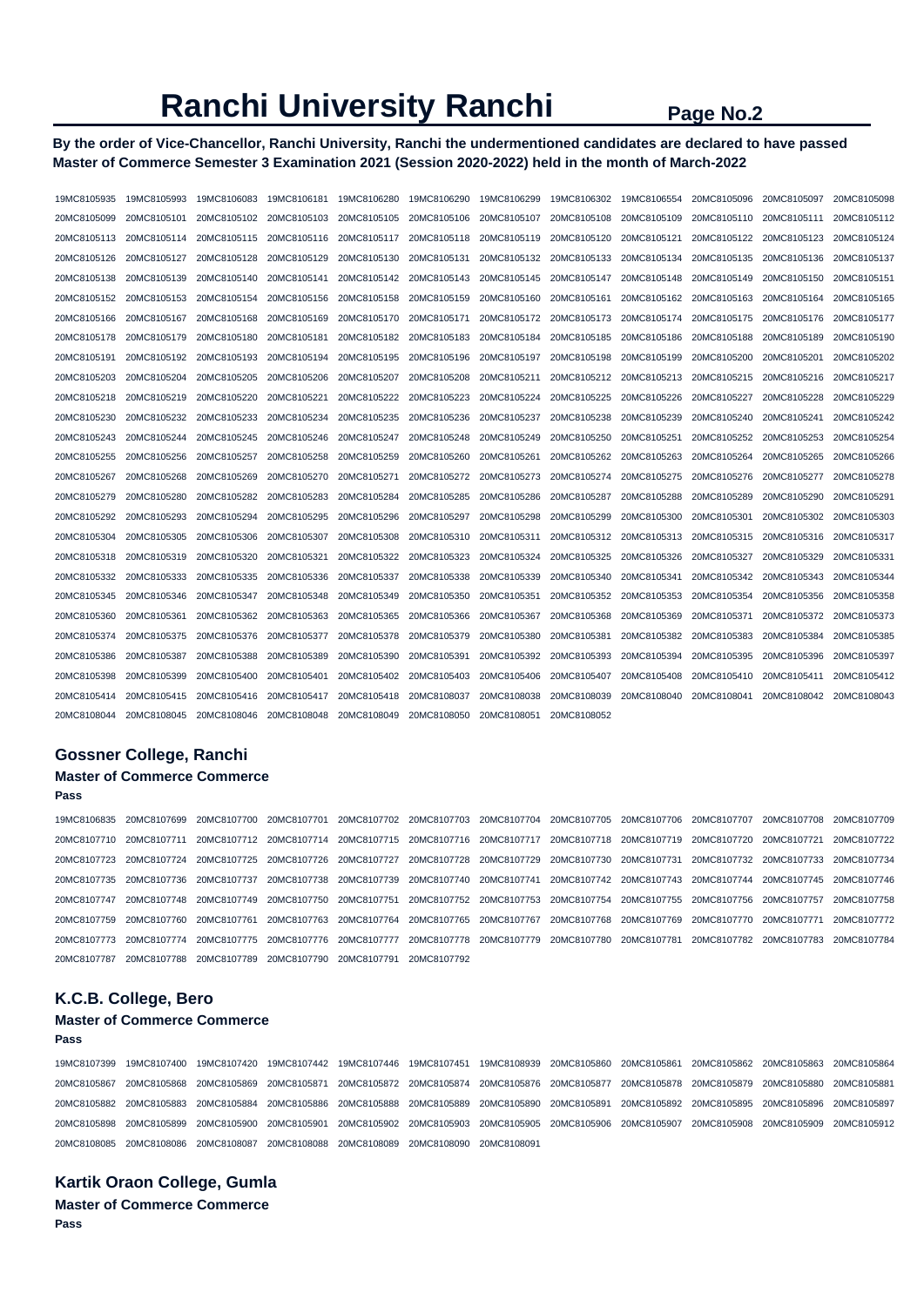# Ranchi University Ranchi

**By the order of Vice-Chancellor, Ranchi University, Ranchi the undermentioned candidates are declared to have passed Master of Commerce Semester 3 Examination 2021 (Session 2020-2022) held in the month of March-2022**

19MC8105935 19MC8105993 19MC8106083 19MC8106181 19MC8106280 19MC8106290 19MC8106299 19MC8106302 19MC8106554 20MC8105096 20MC8105097 20MC8105098
20MC8105099 20MC8105101 20MC8105102 20MC8105103 20MC8105105 20MC8105106 20MC8105107 20MC8105108 20MC8105109 20MC8105110 20MC8105111 20MC8105112
20MC8105113 20MC8105114 20MC8105115 20MC8105116 20MC8105117 20MC8105118 20MC8105119 20MC8105120 20MC8105121 20MC8105122 20MC8105123 20MC8105124
20MC8105126 20MC8105127 20MC8105128 20MC8105129 20MC8105130 20MC8105131 20MC8105132 20MC8105133 20MC8105134 20MC8105135 20MC8105136 20MC8105137
20MC8105138 20MC8105139 20MC8105140 20MC8105141 20MC8105142 20MC8105143 20MC8105145 20MC8105147 20MC8105148 20MC8105149 20MC8105150 20MC8105151
20MC8105152 20MC8105153 20MC8105154 20MC8105156 20MC8105158 20MC8105159 20MC8105160 20MC8105161 20MC8105162 20MC8105163 20MC8105164 20MC8105165
20MC8105166 20MC8105167 20MC8105168 20MC8105169 20MC8105170 20MC8105171 20MC8105172 20MC8105173 20MC8105174 20MC8105175 20MC8105176 20MC8105177
20MC8105178 20MC8105179 20MC8105180 20MC8105181 20MC8105182 20MC8105183 20MC8105184 20MC8105185 20MC8105186 20MC8105188 20MC8105189 20MC8105190
20MC8105191 20MC8105192 20MC8105193 20MC8105194 20MC8105195 20MC8105196 20MC8105197 20MC8105198 20MC8105199 20MC8105200 20MC8105201 20MC8105202
20MC8105203 20MC8105204 20MC8105205 20MC8105206 20MC8105207 20MC8105208 20MC8105211 20MC8105212 20MC8105213 20MC8105215 20MC8105216 20MC8105217
20MC8105218 20MC8105219 20MC8105220 20MC8105221 20MC8105222 20MC8105223 20MC8105224 20MC8105225 20MC8105226 20MC8105227 20MC8105228 20MC8105229
20MC8105230 20MC8105232 20MC8105233 20MC8105234 20MC8105235 20MC8105236 20MC8105237 20MC8105238 20MC8105239 20MC8105240 20MC8105241 20MC8105242
20MC8105243 20MC8105244 20MC8105245 20MC8105246 20MC8105247 20MC8105248 20MC8105249 20MC8105250 20MC8105251 20MC8105252 20MC8105253 20MC8105254
20MC8105255 20MC8105256 20MC8105257 20MC8105258 20MC8105259 20MC8105260 20MC8105261 20MC8105262 20MC8105263 20MC8105264 20MC8105265 20MC8105266
20MC8105267 20MC8105268 20MC8105269 20MC8105270 20MC8105271 20MC8105272 20MC8105273 20MC8105274 20MC8105275 20MC8105276 20MC8105277 20MC8105278
20MC8105279 20MC8105280 20MC8105282 20MC8105283 20MC8105284 20MC8105285 20MC8105286 20MC8105287 20MC8105288 20MC8105289 20MC8105290 20MC8105291
20MC8105292 20MC8105293 20MC8105294 20MC8105295 20MC8105296 20MC8105297 20MC8105298 20MC8105299 20MC8105300 20MC8105301 20MC8105302 20MC8105303
20MC8105304 20MC8105305 20MC8105306 20MC8105307 20MC8105308 20MC8105310 20MC8105311 20MC8105312 20MC8105313 20MC8105315 20MC8105316 20MC8105317
20MC8105318 20MC8105319 20MC8105320 20MC8105321 20MC8105322 20MC8105323 20MC8105324 20MC8105325 20MC8105326 20MC8105327 20MC8105329 20MC8105331
20MC8105332 20MC8105333 20MC8105335 20MC8105336 20MC8105337 20MC8105338 20MC8105339 20MC8105340 20MC8105341 20MC8105342 20MC8105343 20MC8105344
20MC8105345 20MC8105346 20MC8105347 20MC8105348 20MC8105349 20MC8105350 20MC8105351 20MC8105352 20MC8105353 20MC8105354 20MC8105356 20MC8105358
20MC8105360 20MC8105361 20MC8105362 20MC8105363 20MC8105365 20MC8105366 20MC8105367 20MC8105368 20MC8105369 20MC8105371 20MC8105372 20MC8105373
20MC8105374 20MC8105375 20MC8105376 20MC8105377 20MC8105378 20MC8105379 20MC8105380 20MC8105381 20MC8105382 20MC8105383 20MC8105384 20MC8105385
20MC8105386 20MC8105387 20MC8105388 20MC8105389 20MC8105390 20MC8105391 20MC8105392 20MC8105393 20MC8105394 20MC8105395 20MC8105396 20MC8105397
20MC8105398 20MC8105399 20MC8105400 20MC8105401 20MC8105402 20MC8105403 20MC8105406 20MC8105407 20MC8105408 20MC8105410 20MC8105411 20MC8105412
20MC8105414 20MC8105415 20MC8105416 20MC8105417 20MC8105418 20MC8108037 20MC8108038 20MC8108039 20MC8108040 20MC8108041 20MC8108042 20MC8108043
20MC8108044 20MC8108045 20MC8108046 20MC8108048 20MC8108049 20MC8108050 20MC8108051 20MC8108052

## Gossner College, Ranchi

### Master of Commerce Commerce

**Pass**

19MC8106835 20MC8107699 20MC8107700 20MC8107701 20MC8107702 20MC8107703 20MC8107704 20MC8107705 20MC8107706 20MC8107707 20MC8107708 20MC8107709
20MC8107710 20MC8107711 20MC8107712 20MC8107714 20MC8107715 20MC8107716 20MC8107717 20MC8107718 20MC8107719 20MC8107720 20MC8107721 20MC8107722
20MC8107723 20MC8107724 20MC8107725 20MC8107726 20MC8107727 20MC8107728 20MC8107729 20MC8107730 20MC8107731 20MC8107732 20MC8107733 20MC8107734
20MC8107735 20MC8107736 20MC8107737 20MC8107738 20MC8107739 20MC8107740 20MC8107741 20MC8107742 20MC8107743 20MC8107744 20MC8107745 20MC8107746
20MC8107747 20MC8107748 20MC8107749 20MC8107750 20MC8107751 20MC8107752 20MC8107753 20MC8107754 20MC8107755 20MC8107756 20MC8107757 20MC8107758
20MC8107759 20MC8107760 20MC8107761 20MC8107763 20MC8107764 20MC8107765 20MC8107767 20MC8107768 20MC8107769 20MC8107770 20MC8107771 20MC8107772
20MC8107773 20MC8107774 20MC8107775 20MC8107776 20MC8107777 20MC8107778 20MC8107779 20MC8107780 20MC8107781 20MC8107782 20MC8107783 20MC8107784
20MC8107787 20MC8107788 20MC8107789 20MC8107790 20MC8107791 20MC8107792

## K.C.B. College, Bero

### Master of Commerce Commerce

**Pass**

19MC8107399 19MC8107400 19MC8107420 19MC8107442 19MC8107446 19MC8107451 19MC8108939 20MC8105860 20MC8105861 20MC8105862 20MC8105863 20MC8105864
20MC8105867 20MC8105868 20MC8105869 20MC8105871 20MC8105872 20MC8105874 20MC8105876 20MC8105877 20MC8105878 20MC8105879 20MC8105880 20MC8105881
20MC8105882 20MC8105883 20MC8105884 20MC8105886 20MC8105888 20MC8105889 20MC8105890 20MC8105891 20MC8105892 20MC8105895 20MC8105896 20MC8105897
20MC8105898 20MC8105899 20MC8105900 20MC8105901 20MC8105902 20MC8105903 20MC8105905 20MC8105906 20MC8105907 20MC8105908 20MC8105909 20MC8105912
20MC8108085 20MC8108086 20MC8108087 20MC8108088 20MC8108089 20MC8108090 20MC8108091

## Kartik Oraon College, Gumla

### Master of Commerce Commerce

**Pass**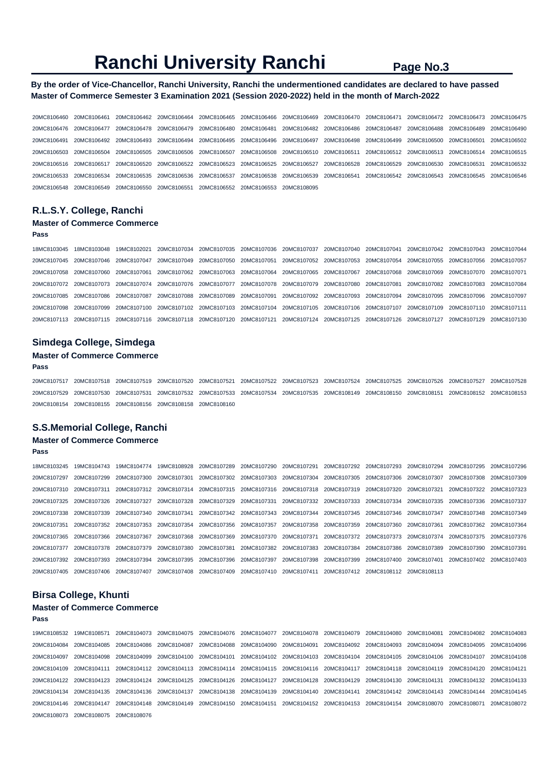# Ranchi University Ranchi

**By the order of Vice-Chancellor, Ranchi University, Ranchi the undermentioned candidates are declared to have passed Master of Commerce Semester 3 Examination 2021 (Session 2020-2022) held in the month of March-2022**

20MC8106460 20MC8106461 20MC8106462 20MC8106464 20MC8106465 20MC8106466 20MC8106469 20MC8106470 20MC8106471 20MC8106472 20MC8106473 20MC8106475
20MC8106476 20MC8106477 20MC8106478 20MC8106479 20MC8106480 20MC8106481 20MC8106482 20MC8106486 20MC8106487 20MC8106488 20MC8106489 20MC8106490
20MC8106491 20MC8106492 20MC8106493 20MC8106494 20MC8106495 20MC8106496 20MC8106497 20MC8106498 20MC8106499 20MC8106500 20MC8106501 20MC8106502
20MC8106503 20MC8106504 20MC8106505 20MC8106506 20MC8106507 20MC8106508 20MC8106510 20MC8106511 20MC8106512 20MC8106513 20MC8106514 20MC8106515
20MC8106516 20MC8106517 20MC8106520 20MC8106522 20MC8106523 20MC8106525 20MC8106527 20MC8106528 20MC8106529 20MC8106530 20MC8106531 20MC8106532
20MC8106533 20MC8106534 20MC8106535 20MC8106536 20MC8106537 20MC8106538 20MC8106539 20MC8106541 20MC8106542 20MC8106543 20MC8106545 20MC8106546
20MC8106548 20MC8106549 20MC8106550 20MC8106551 20MC8106552 20MC8106553 20MC8108095

## R.L.S.Y. College, Ranchi

### Master of Commerce Commerce

**Pass**

18MC8103045 18MC8103048 19MC8102021 20MC8107034 20MC8107035 20MC8107036 20MC8107037 20MC8107040 20MC8107041 20MC8107042 20MC8107043 20MC8107044
20MC8107045 20MC8107046 20MC8107047 20MC8107049 20MC8107050 20MC8107051 20MC8107052 20MC8107053 20MC8107054 20MC8107055 20MC8107056 20MC8107057
20MC8107058 20MC8107060 20MC8107061 20MC8107062 20MC8107063 20MC8107064 20MC8107065 20MC8107067 20MC8107068 20MC8107069 20MC8107070 20MC8107071
20MC8107072 20MC8107073 20MC8107074 20MC8107076 20MC8107077 20MC8107078 20MC8107079 20MC8107080 20MC8107081 20MC8107082 20MC8107083 20MC8107084
20MC8107085 20MC8107086 20MC8107087 20MC8107088 20MC8107089 20MC8107091 20MC8107092 20MC8107093 20MC8107094 20MC8107095 20MC8107096 20MC8107097
20MC8107098 20MC8107099 20MC8107100 20MC8107102 20MC8107103 20MC8107104 20MC8107105 20MC8107106 20MC8107107 20MC8107109 20MC8107110 20MC8107111
20MC8107113 20MC8107115 20MC8107116 20MC8107118 20MC8107120 20MC8107121 20MC8107124 20MC8107125 20MC8107126 20MC8107127 20MC8107129 20MC8107130

## Simdega College, Simdega

### Master of Commerce Commerce

**Pass**

20MC8107517 20MC8107518 20MC8107519 20MC8107520 20MC8107521 20MC8107522 20MC8107523 20MC8107524 20MC8107525 20MC8107526 20MC8107527 20MC8107528
20MC8107529 20MC8107530 20MC8107531 20MC8107532 20MC8107533 20MC8107534 20MC8107535 20MC8108149 20MC8108150 20MC8108151 20MC8108152 20MC8108153
20MC8108154 20MC8108155 20MC8108156 20MC8108158 20MC8108160

## S.S.Memorial College, Ranchi

### Master of Commerce Commerce

**Pass**

18MC8103245 19MC8104743 19MC8104774 19MC8108928 20MC8107289 20MC8107290 20MC8107291 20MC8107292 20MC8107293 20MC8107294 20MC8107295 20MC8107296
20MC8107297 20MC8107299 20MC8107300 20MC8107301 20MC8107302 20MC8107303 20MC8107304 20MC8107305 20MC8107306 20MC8107307 20MC8107308 20MC8107309
20MC8107310 20MC8107311 20MC8107312 20MC8107314 20MC8107315 20MC8107316 20MC8107318 20MC8107319 20MC8107320 20MC8107321 20MC8107322 20MC8107323
20MC8107325 20MC8107326 20MC8107327 20MC8107328 20MC8107329 20MC8107331 20MC8107332 20MC8107333 20MC8107334 20MC8107335 20MC8107336 20MC8107337
20MC8107338 20MC8107339 20MC8107340 20MC8107341 20MC8107342 20MC8107343 20MC8107344 20MC8107345 20MC8107346 20MC8107347 20MC8107348 20MC8107349
20MC8107351 20MC8107352 20MC8107353 20MC8107354 20MC8107356 20MC8107357 20MC8107358 20MC8107359 20MC8107360 20MC8107361 20MC8107362 20MC8107364
20MC8107365 20MC8107366 20MC8107367 20MC8107368 20MC8107369 20MC8107370 20MC8107371 20MC8107372 20MC8107373 20MC8107374 20MC8107375 20MC8107376
20MC8107377 20MC8107378 20MC8107379 20MC8107380 20MC8107381 20MC8107382 20MC8107383 20MC8107384 20MC8107386 20MC8107389 20MC8107390 20MC8107391
20MC8107392 20MC8107393 20MC8107394 20MC8107395 20MC8107396 20MC8107397 20MC8107398 20MC8107399 20MC8107400 20MC8107401 20MC8107402 20MC8107403
20MC8107405 20MC8107406 20MC8107407 20MC8107408 20MC8107409 20MC8107410 20MC8107411 20MC8107412 20MC8108112 20MC8108113

## Birsa College, Khunti

### Master of Commerce Commerce

**Pass**

19MC8108532 19MC8108571 20MC8104073 20MC8104075 20MC8104076 20MC8104077 20MC8104078 20MC8104079 20MC8104080 20MC8104081 20MC8104082 20MC8104083
20MC8104084 20MC8104085 20MC8104086 20MC8104087 20MC8104088 20MC8104090 20MC8104091 20MC8104092 20MC8104093 20MC8104094 20MC8104095 20MC8104096
20MC8104097 20MC8104098 20MC8104099 20MC8104100 20MC8104101 20MC8104102 20MC8104103 20MC8104104 20MC8104105 20MC8104106 20MC8104107 20MC8104108
20MC8104109 20MC8104111 20MC8104112 20MC8104113 20MC8104114 20MC8104115 20MC8104116 20MC8104117 20MC8104118 20MC8104119 20MC8104120 20MC8104121
20MC8104122 20MC8104123 20MC8104124 20MC8104125 20MC8104126 20MC8104127 20MC8104128 20MC8104129 20MC8104130 20MC8104131 20MC8104132 20MC8104133
20MC8104134 20MC8104135 20MC8104136 20MC8104137 20MC8104138 20MC8104139 20MC8104140 20MC8104141 20MC8104142 20MC8104143 20MC8104144 20MC8104145
20MC8104146 20MC8104147 20MC8104148 20MC8104149 20MC8104150 20MC8104151 20MC8104152 20MC8104153 20MC8104154 20MC8108070 20MC8108071 20MC8108072
20MC8108073 20MC8108075 20MC8108076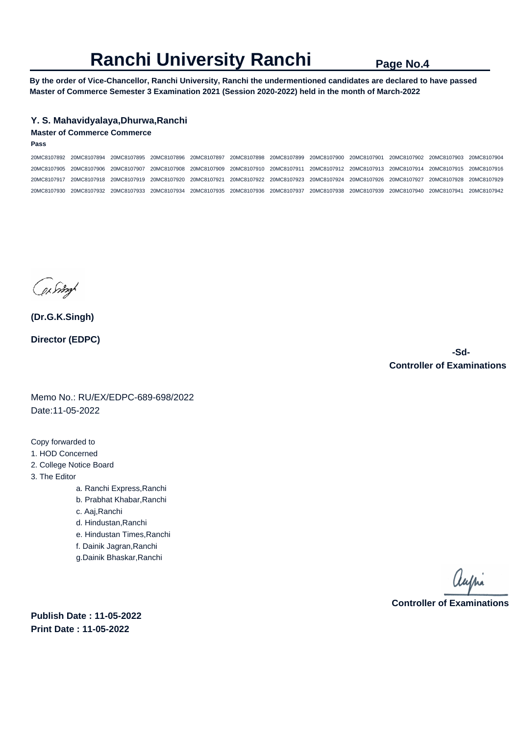# Ranchi University Ranchi

**Page No.4**

**By the order of Vice-Chancellor, Ranchi University, Ranchi the undermentioned candidates are declared to have passed Master of Commerce Semester 3 Examination 2021 (Session 2020-2022) held in the month of March-2022**

### Y. S. Mahavidyalaya,Dhurwa,Ranchi

**Master of Commerce Commerce**

**Pass**

| | | | | | | | | | | | |
|---|---|---|---|---|---|---|---|---|---|---|---|
| 20MC8107892 | 20MC8107894 | 20MC8107895 | 20MC8107896 | 20MC8107897 | 20MC8107898 | 20MC8107899 | 20MC8107900 | 20MC8107901 | 20MC8107902 | 20MC8107903 | 20MC8107904 |
| 20MC8107905 | 20MC8107906 | 20MC8107907 | 20MC8107908 | 20MC8107909 | 20MC8107910 | 20MC8107911 | 20MC8107912 | 20MC8107913 | 20MC8107914 | 20MC8107915 | 20MC8107916 |
| 20MC8107917 | 20MC8107918 | 20MC8107919 | 20MC8107920 | 20MC8107921 | 20MC8107922 | 20MC8107923 | 20MC8107924 | 20MC8107926 | 20MC8107927 | 20MC8107928 | 20MC8107929 |
| 20MC8107930 | 20MC8107932 | 20MC8107933 | 20MC8107934 | 20MC8107935 | 20MC8107936 | 20MC8107937 | 20MC8107938 | 20MC8107939 | 20MC8107940 | 20MC8107941 | 20MC8107942 |

**(Dr.G.K.Singh)**

**Director (EDPC)**

**-Sd-**
**Controller of Examinations**

Memo No.: RU/EX/EDPC-689-698/2022
Date:11-05-2022

Copy forwarded to
1. HOD Concerned
2. College Notice Board
3. The Editor
    - a. Ranchi Express,Ranchi
    - b. Prabhat Khabar,Ranchi
    - c. Aaj,Ranchi
    - d. Hindustan,Ranchi
    - e. Hindustan Times,Ranchi
    - f. Dainik Jagran,Ranchi
    - g.Dainik Bhaskar,Ranchi

**Controller of Examinations**

**Publish Date : 11-05-2022**
**Print Date : 11-05-2022**